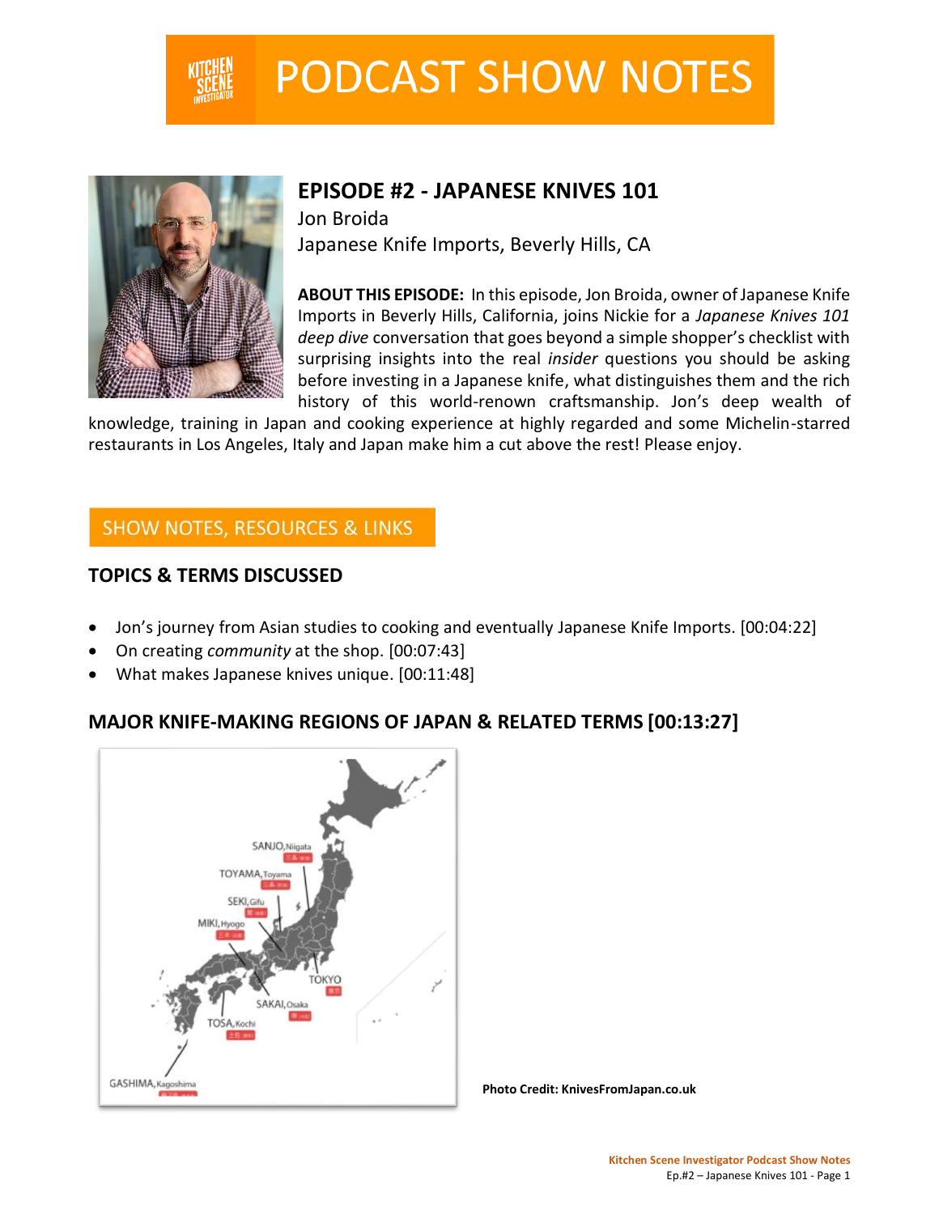# PODCAST SHOW NOTES

## EPISODE #2 - JAPANESE KNIVES 101

Jon Broida
Japanese Knife Imports, Beverly Hills, CA

**ABOUT THIS EPISODE:** In this episode, Jon Broida, owner of Japanese Knife Imports in Beverly Hills, California, joins Nickie for a *Japanese Knives 101 deep dive* conversation that goes beyond a simple shopper's checklist with surprising insights into the real *insider* questions you should be asking before investing in a Japanese knife, what distinguishes them and the rich history of this world-renown craftsmanship. Jon's deep wealth of knowledge, training in Japan and cooking experience at highly regarded and some Michelin-starred restaurants in Los Angeles, Italy and Japan make him a cut above the rest! Please enjoy.

## SHOW NOTES, RESOURCES & LINKS

### TOPICS & TERMS DISCUSSED

- Jon's journey from Asian studies to cooking and eventually Japanese Knife Imports. [00:04:22]
- On creating *community* at the shop. [00:07:43]
- What makes Japanese knives unique. [00:11:48]

### MAJOR KNIFE-MAKING REGIONS OF JAPAN & RELATED TERMS [00:13:27]

**Photo Credit: KnivesFromJapan.co.uk**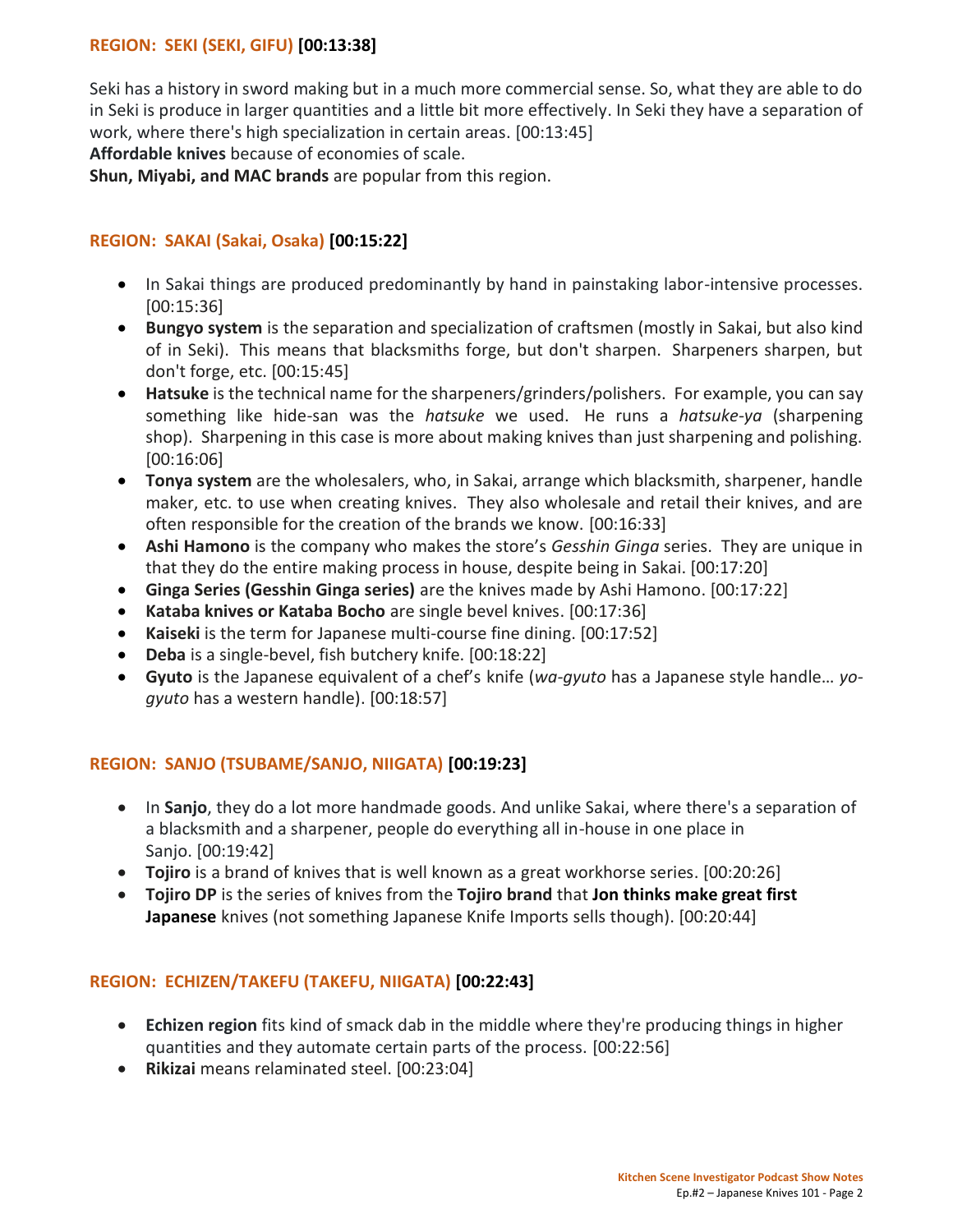## REGION: SEKI (SEKI, GIFU) **[00:13:38]**

Seki has a history in sword making but in a much more commercial sense. So, what they are able to do in Seki is produce in larger quantities and a little bit more effectively. In Seki they have a separation of work, where there's high specialization in certain areas. [00:13:45]
**Affordable knives** because of economies of scale.
**Shun, Miyabi, and MAC brands** are popular from this region.

## REGION: SAKAI (Sakai, Osaka) **[00:15:22]**

- In Sakai things are produced predominantly by hand in painstaking labor-intensive processes. [00:15:36]
- **Bungyo system** is the separation and specialization of craftsmen (mostly in Sakai, but also kind of in Seki). This means that blacksmiths forge, but don't sharpen. Sharpeners sharpen, but don't forge, etc. [00:15:45]
- **Hatsuke** is the technical name for the sharpeners/grinders/polishers. For example, you can say something like hide-san was the *hatsuke* we used. He runs a *hatsuke-ya* (sharpening shop). Sharpening in this case is more about making knives than just sharpening and polishing. [00:16:06]
- **Tonya system** are the wholesalers, who, in Sakai, arrange which blacksmith, sharpener, handle maker, etc. to use when creating knives. They also wholesale and retail their knives, and are often responsible for the creation of the brands we know. [00:16:33]
- **Ashi Hamono** is the company who makes the store's *Gesshin Ginga* series. They are unique in that they do the entire making process in house, despite being in Sakai. [00:17:20]
- **Ginga Series (Gesshin Ginga series)** are the knives made by Ashi Hamono. [00:17:22]
- **Kataba knives or Kataba Bocho** are single bevel knives. [00:17:36]
- **Kaiseki** is the term for Japanese multi-course fine dining. [00:17:52]
- **Deba** is a single-bevel, fish butchery knife. [00:18:22]
- **Gyuto** is the Japanese equivalent of a chef's knife (*wa-gyuto* has a Japanese style handle… *yo-gyuto* has a western handle). [00:18:57]

## REGION: SANJO (TSUBAME/SANJO, NIIGATA) **[00:19:23]**

- In **Sanjo**, they do a lot more handmade goods. And unlike Sakai, where there's a separation of a blacksmith and a sharpener, people do everything all in-house in one place in Sanjo. [00:19:42]
- **Tojiro** is a brand of knives that is well known as a great workhorse series. [00:20:26]
- **Tojiro DP** is the series of knives from the **Tojiro brand** that **Jon thinks make great first Japanese** knives (not something Japanese Knife Imports sells though). [00:20:44]

## REGION: ECHIZEN/TAKEFU (TAKEFU, NIIGATA) **[00:22:43]**

- **Echizen region** fits kind of smack dab in the middle where they're producing things in higher quantities and they automate certain parts of the process. [00:22:56]
- **Rikizai** means relaminated steel. [00:23:04]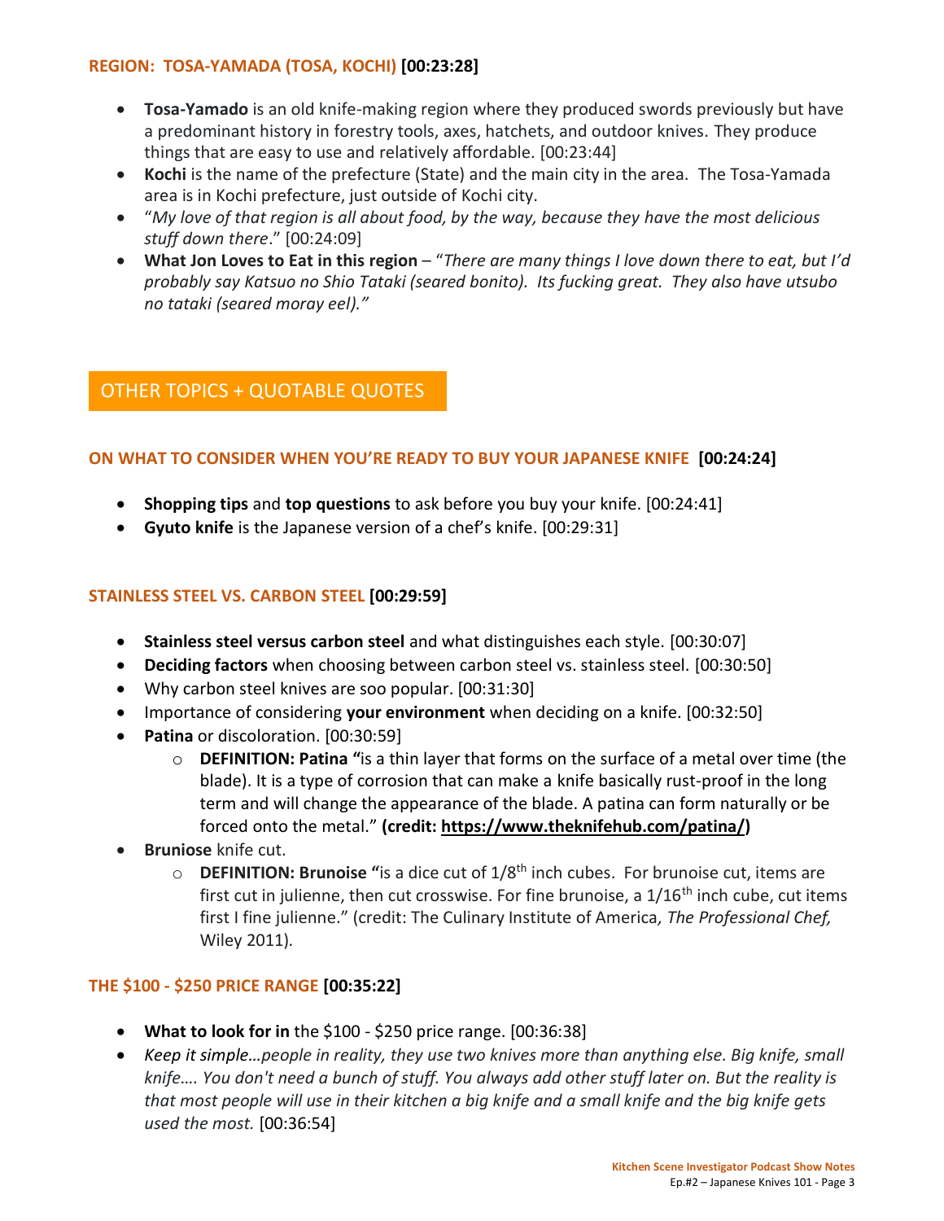### REGION: TOSA-YAMADA (TOSA, KOCHI) **[00:23:28]**

- **Tosa-Yamado** is an old knife-making region where they produced swords previously but have a predominant history in forestry tools, axes, hatchets, and outdoor knives. They produce things that are easy to use and relatively affordable. [00:23:44]
- **Kochi** is the name of the prefecture (State) and the main city in the area. The Tosa-Yamada area is in Kochi prefecture, just outside of Kochi city.
- "*My love of that region is all about food, by the way, because they have the most delicious stuff down there*." [00:24:09]
- **What Jon Loves to Eat in this region** – "*There are many things I love down there to eat, but I'd probably say Katsuo no Shio Tataki (seared bonito). Its fucking great. They also have utsubo no tataki (seared moray eel).*"

## OTHER TOPICS + QUOTABLE QUOTES

### ON WHAT TO CONSIDER WHEN YOU'RE READY TO BUY YOUR JAPANESE KNIFE **[00:24:24]**

- **Shopping tips** and **top questions** to ask before you buy your knife. [00:24:41]
- **Gyuto knife** is the Japanese version of a chef's knife. [00:29:31]

### STAINLESS STEEL VS. CARBON STEEL **[00:29:59]**

- **Stainless steel versus carbon steel** and what distinguishes each style. [00:30:07]
- **Deciding factors** when choosing between carbon steel vs. stainless steel. [00:30:50]
- Why carbon steel knives are soo popular. [00:31:30]
- Importance of considering **your environment** when deciding on a knife. [00:32:50]
- **Patina** or discoloration. [00:30:59]
    - **DEFINITION: Patina "**is a thin layer that forms on the surface of a metal over time (the blade). It is a type of corrosion that can make a knife basically rust-proof in the long term and will change the appearance of the blade. A patina can form naturally or be forced onto the metal." **(credit: https://www.theknifehub.com/patina/)**
- **Bruniose** knife cut.
    - **DEFINITION: Brunoise "**is a dice cut of 1/8th inch cubes. For brunoise cut, items are first cut in julienne, then cut crosswise. For fine brunoise, a 1/16th inch cube, cut items first I fine julienne." (credit: The Culinary Institute of America, *The Professional Chef,* Wiley 2011).

### THE \$100 - \$250 PRICE RANGE **[00:35:22]**

- **What to look for in** the \$100 - \$250 price range. [00:36:38]
- *Keep it simple…people in reality, they use two knives more than anything else. Big knife, small knife…. You don't need a bunch of stuff. You always add other stuff later on. But the reality is that most people will use in their kitchen a big knife and a small knife and the big knife gets used the most.* [00:36:54]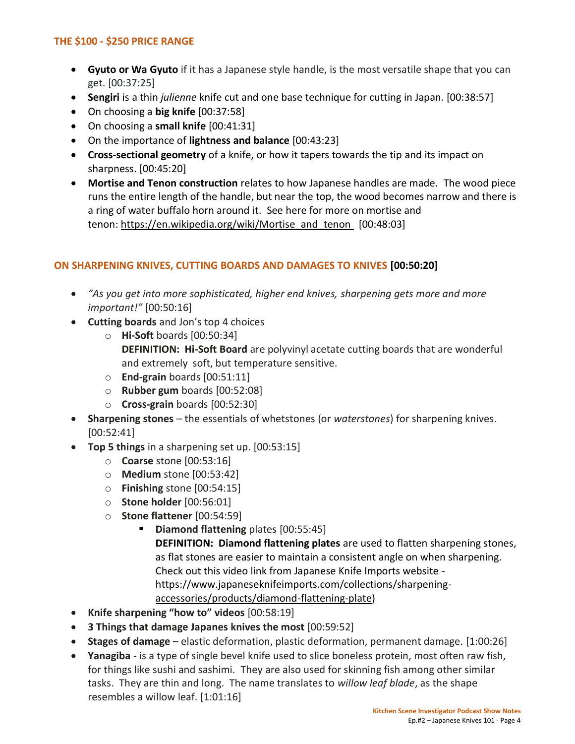## THE $100 - $250 PRICE RANGE

- **Gyuto or Wa Gyuto** if it has a Japanese style handle, is the most versatile shape that you can get. [00:37:25]
- **Sengiri** is a thin *julienne* knife cut and one base technique for cutting in Japan. [00:38:57]
- On choosing a **big knife** [00:37:58]
- On choosing a **small knife** [00:41:31]
- On the importance of **lightness and balance** [00:43:23]
- **Cross-sectional geometry** of a knife, or how it tapers towards the tip and its impact on sharpness. [00:45:20]
- **Mortise and Tenon construction** relates to how Japanese handles are made. The wood piece runs the entire length of the handle, but near the top, the wood becomes narrow and there is a ring of water buffalo horn around it. See here for more on mortise and tenon: https://en.wikipedia.org/wiki/Mortise_and_tenon [00:48:03]

## ON SHARPENING KNIVES, CUTTING BOARDS AND DAMAGES TO KNIVES **[00:50:20]**

- *"As you get into more sophisticated, higher end knives, sharpening gets more and more important!"* [00:50:16]
- **Cutting boards** and Jon's top 4 choices
  - **Hi-Soft** boards [00:50:34]
    **DEFINITION: Hi-Soft Board** are polyvinyl acetate cutting boards that are wonderful and extremely soft, but temperature sensitive.
  - **End-grain** boards [00:51:11]
  - **Rubber gum** boards [00:52:08]
  - **Cross-grain** boards [00:52:30]
- **Sharpening stones** – the essentials of whetstones (or *waterstones*) for sharpening knives. [00:52:41]
- **Top 5 things** in a sharpening set up. [00:53:15]
  - **Coarse** stone [00:53:16]
  - **Medium** stone [00:53:42]
  - **Finishing** stone [00:54:15]
  - **Stone holder** [00:56:01]
  - **Stone flattener** [00:54:59]
    - **Diamond flattening** plates [00:55:45]
      **DEFINITION: Diamond flattening plates** are used to flatten sharpening stones, as flat stones are easier to maintain a consistent angle on when sharpening. Check out this video link from Japanese Knife Imports website - https://www.japaneseknifeimports.com/collections/sharpening-accessories/products/diamond-flattening-plate)
- **Knife sharpening "how to" videos** [00:58:19]
- **3 Things that damage Japanes knives the most** [00:59:52]
- **Stages of damage** – elastic deformation, plastic deformation, permanent damage. [1:00:26]
- **Yanagiba** - is a type of single bevel knife used to slice boneless protein, most often raw fish, for things like sushi and sashimi. They are also used for skinning fish among other similar tasks. They are thin and long. The name translates to *willow leaf blade*, as the shape resembles a willow leaf. [1:01:16]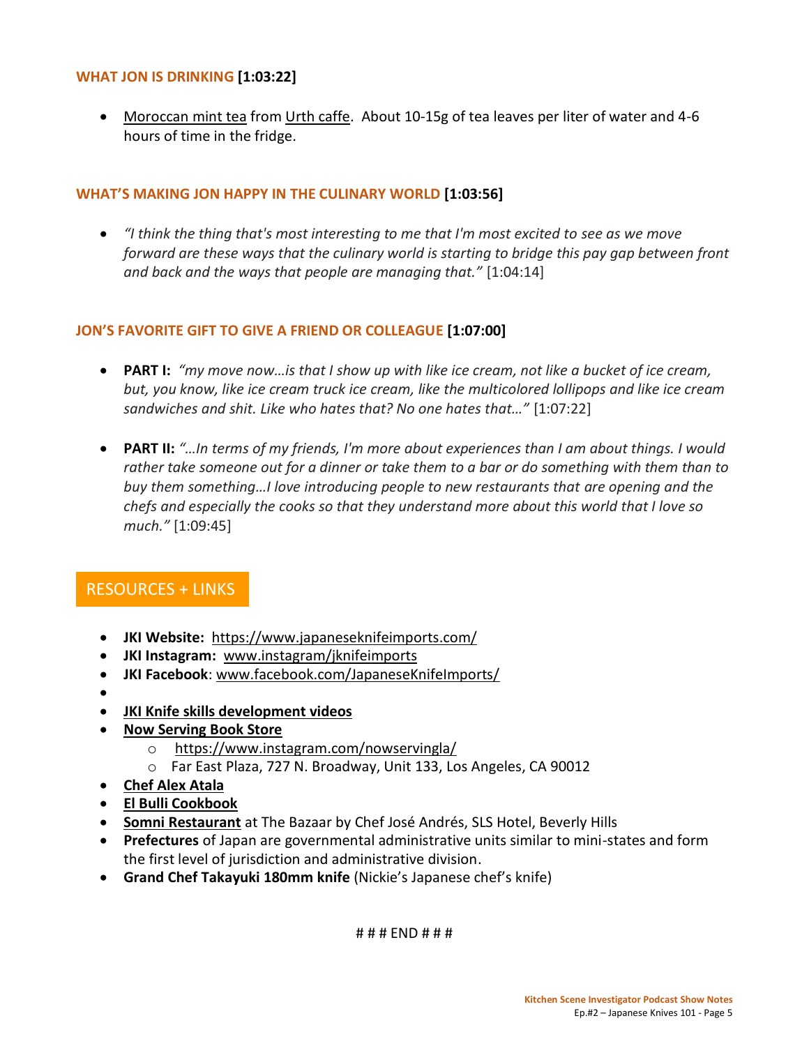### WHAT JON IS DRINKING **[1:03:22]**

- Moroccan mint tea from Urth caffe. About 10-15g of tea leaves per liter of water and 4-6 hours of time in the fridge.

### WHAT'S MAKING JON HAPPY IN THE CULINARY WORLD **[1:03:56]**

- *"I think the thing that's most interesting to me that I'm most excited to see as we move forward are these ways that the culinary world is starting to bridge this pay gap between front and back and the ways that people are managing that."* [1:04:14]

### JON'S FAVORITE GIFT TO GIVE A FRIEND OR COLLEAGUE **[1:07:00]**

- **PART I:** *"my move now…is that I show up with like ice cream, not like a bucket of ice cream, but, you know, like ice cream truck ice cream, like the multicolored lollipops and like ice cream sandwiches and shit. Like who hates that? No one hates that…"* [1:07:22]

- **PART II:** *"…In terms of my friends, I'm more about experiences than I am about things. I would rather take someone out for a dinner or take them to a bar or do something with them than to buy them something…I love introducing people to new restaurants that are opening and the chefs and especially the cooks so that they understand more about this world that I love so much."* [1:09:45]

## RESOURCES + LINKS

- **JKI Website:** https://www.japaneseknifeimports.com/
- **JKI Instagram:** www.instagram/jknifeimports
- **JKI Facebook**: www.facebook.com/JapaneseKnifeImports/
- 
- **JKI Knife skills development videos**
- **Now Serving Book Store**
  - https://www.instagram.com/nowservingla/
  - Far East Plaza, 727 N. Broadway, Unit 133, Los Angeles, CA 90012
- **Chef Alex Atala**
- **El Bulli Cookbook**
- **Somni Restaurant** at The Bazaar by Chef José Andrés, SLS Hotel, Beverly Hills
- **Prefectures** of Japan are governmental administrative units similar to mini-states and form the first level of jurisdiction and administrative division.
- **Grand Chef Takayuki 180mm knife** (Nickie's Japanese chef's knife)

# # # END # # #